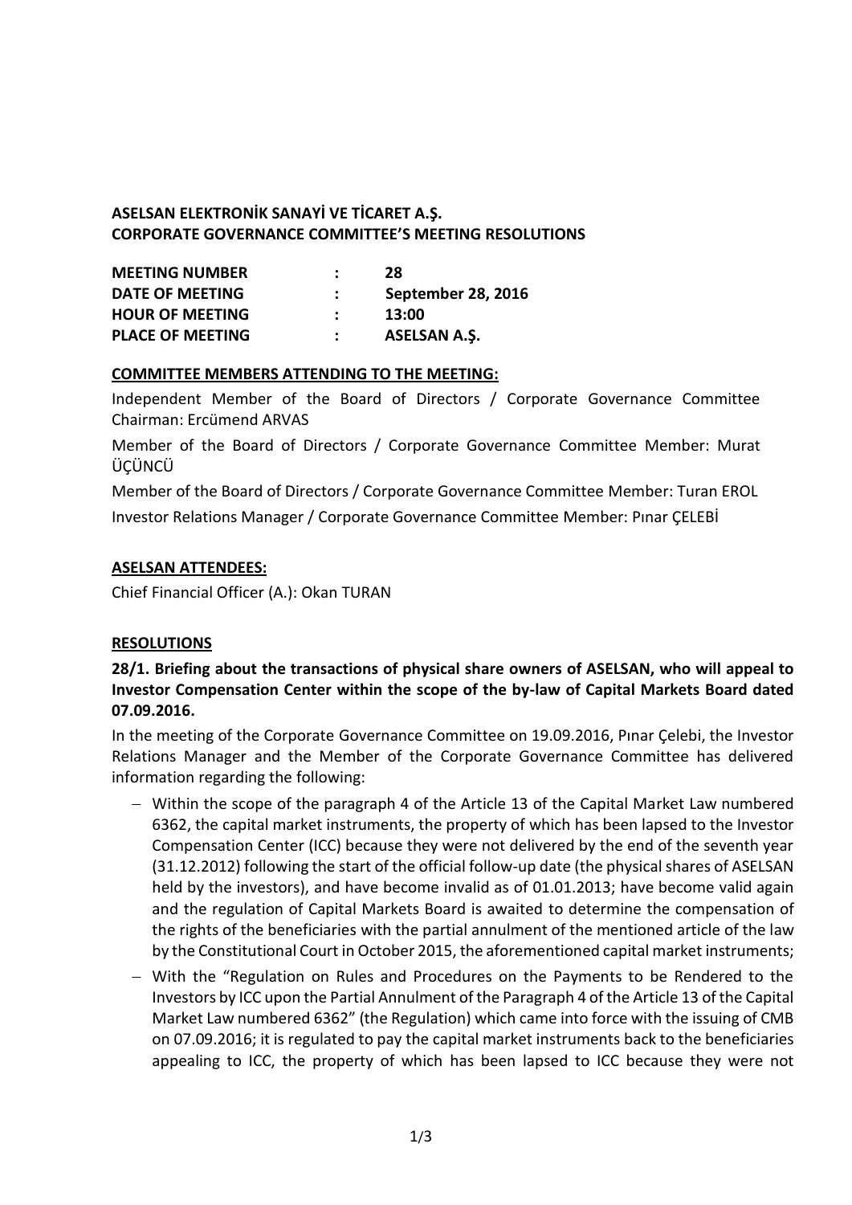**ASELSAN ELEKTRONİK SANAYİ VE TİCARET A.Ş.**
**CORPORATE GOVERNANCE COMMITTEE'S MEETING RESOLUTIONS**

| | | |
|---|---|---|
| **MEETING NUMBER** | **:** | **28** |
| **DATE OF MEETING** | **:** | **September 28, 2016** |
| **HOUR OF MEETING** | **:** | **13:00** |
| **PLACE OF MEETING** | **:** | **ASELSAN A.Ş.** |

**COMMITTEE MEMBERS ATTENDING TO THE MEETING:**

Independent Member of the Board of Directors / Corporate Governance Committee Chairman: Ercümend ARVAS

Member of the Board of Directors / Corporate Governance Committee Member: Murat ÜÇÜNCÜ

Member of the Board of Directors / Corporate Governance Committee Member: Turan EROL

Investor Relations Manager / Corporate Governance Committee Member: Pınar ÇELEBİ

**ASELSAN ATTENDEES:**

Chief Financial Officer (A.): Okan TURAN

**RESOLUTIONS**

**28/1. Briefing about the transactions of physical share owners of ASELSAN, who will appeal to Investor Compensation Center within the scope of the by-law of Capital Markets Board dated 07.09.2016.**

In the meeting of the Corporate Governance Committee on 19.09.2016, Pınar Çelebi, the Investor Relations Manager and the Member of the Corporate Governance Committee has delivered information regarding the following:

- Within the scope of the paragraph 4 of the Article 13 of the Capital Market Law numbered 6362, the capital market instruments, the property of which has been lapsed to the Investor Compensation Center (ICC) because they were not delivered by the end of the seventh year (31.12.2012) following the start of the official follow-up date (the physical shares of ASELSAN held by the investors), and have become invalid as of 01.01.2013; have become valid again and the regulation of Capital Markets Board is awaited to determine the compensation of the rights of the beneficiaries with the partial annulment of the mentioned article of the law by the Constitutional Court in October 2015, the aforementioned capital market instruments;
- With the "Regulation on Rules and Procedures on the Payments to be Rendered to the Investors by ICC upon the Partial Annulment of the Paragraph 4 of the Article 13 of the Capital Market Law numbered 6362" (the Regulation) which came into force with the issuing of CMB on 07.09.2016; it is regulated to pay the capital market instruments back to the beneficiaries appealing to ICC, the property of which has been lapsed to ICC because they were not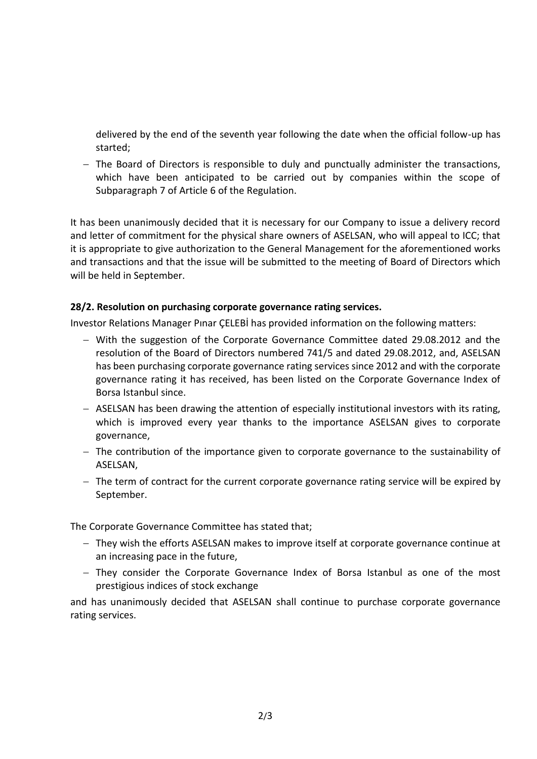delivered by the end of the seventh year following the date when the official follow-up has started;

- The Board of Directors is responsible to duly and punctually administer the transactions, which have been anticipated to be carried out by companies within the scope of Subparagraph 7 of Article 6 of the Regulation.

It has been unanimously decided that it is necessary for our Company to issue a delivery record and letter of commitment for the physical share owners of ASELSAN, who will appeal to ICC; that it is appropriate to give authorization to the General Management for the aforementioned works and transactions and that the issue will be submitted to the meeting of Board of Directors which will be held in September.

**28/2. Resolution on purchasing corporate governance rating services.**

Investor Relations Manager Pınar ÇELEBİ has provided information on the following matters:

- With the suggestion of the Corporate Governance Committee dated 29.08.2012 and the resolution of the Board of Directors numbered 741/5 and dated 29.08.2012, and, ASELSAN has been purchasing corporate governance rating services since 2012 and with the corporate governance rating it has received, has been listed on the Corporate Governance Index of Borsa Istanbul since.
- ASELSAN has been drawing the attention of especially institutional investors with its rating, which is improved every year thanks to the importance ASELSAN gives to corporate governance,
- The contribution of the importance given to corporate governance to the sustainability of ASELSAN,
- The term of contract for the current corporate governance rating service will be expired by September.

The Corporate Governance Committee has stated that;

- They wish the efforts ASELSAN makes to improve itself at corporate governance continue at an increasing pace in the future,
- They consider the Corporate Governance Index of Borsa Istanbul as one of the most prestigious indices of stock exchange

and has unanimously decided that ASELSAN shall continue to purchase corporate governance rating services.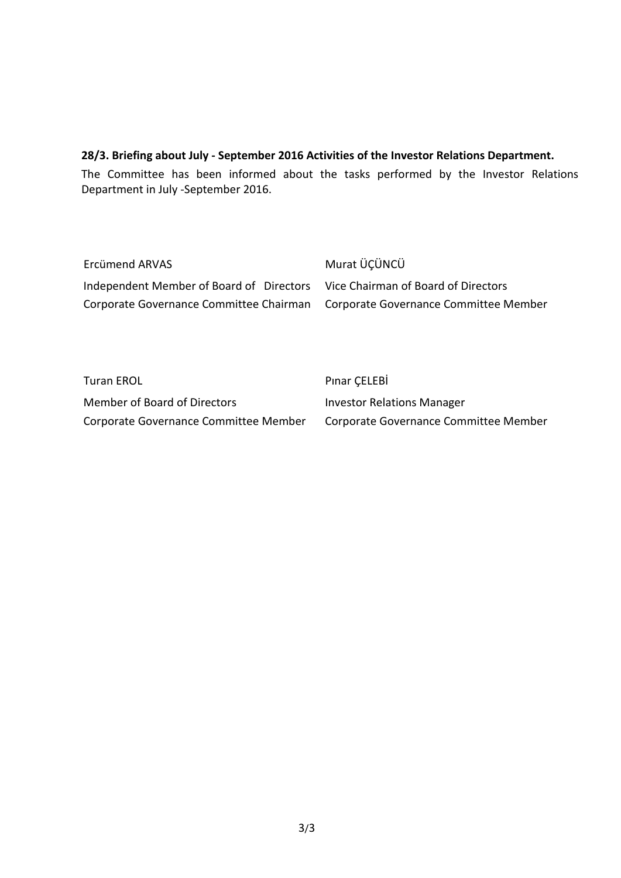**28/3. Briefing about July - September 2016 Activities of the Investor Relations Department.**

The Committee has been informed about the tasks performed by the Investor Relations Department in July -September 2016.

| | |
|---|---|
| Ercümend ARVAS | Murat ÜÇÜNCÜ |
| Independent Member of Board of Directors | Vice Chairman of Board of Directors |
| Corporate Governance Committee Chairman | Corporate Governance Committee Member |
| | |
| Turan EROL | Pınar ÇELEBİ |
| Member of Board of Directors | Investor Relations Manager |
| Corporate Governance Committee Member | Corporate Governance Committee Member |